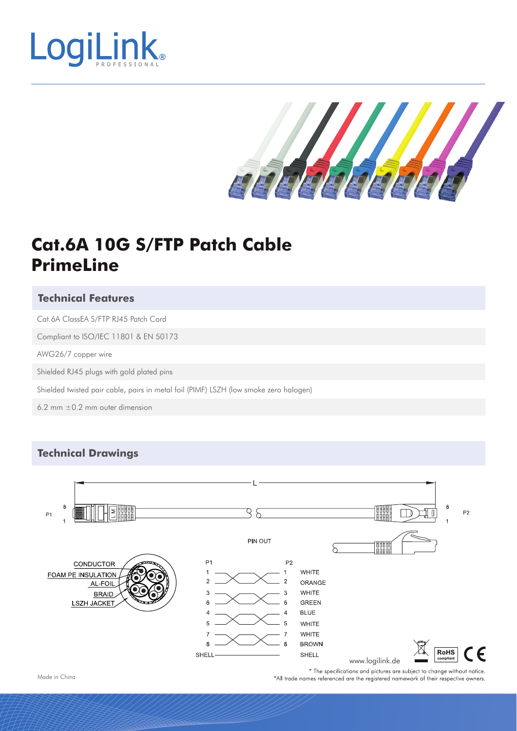# Cat.6A 10G S/FTP Patch Cable PrimeLine

## Technical Features

- Cat.6A ClassEA S/FTP RJ45 Patch Cord
- Compliant to ISO/IEC 11801 & EN 50173
- AWG26/7 copper wire
- Shielded RJ45 plugs with gold plated pins
- Shielded twisted pair cable, pairs in metal foil (PIMF) LSZH (low smoke zero halogen)
- 6.2 mm ±0.2 mm outer dimension

## Technical Drawings

L

P1 8 1 — P2 8 1

CONDUCTOR
FOAM PE INSULATION
AL-FOIL
BRAID
LSZH JACKET

PIN OUT

| P1 | P2 | |
|---|---|---|
| 1 | 1 | WHITE |
| 2 | 2 | ORANGE |
| 3 | 3 | WHITE |
| 6 | 6 | GREEN |
| 4 | 4 | BLUE |
| 5 | 5 | WHITE |
| 7 | 7 | WHITE |
| 8 | 8 | BROWN |
| SHELL | | SHELL |

www.logilink.de

RoHS compliant

Made in China

\* The specifications and pictures are subject to change without notice.
\*All trade names referenced are the registered namework of their respective owners.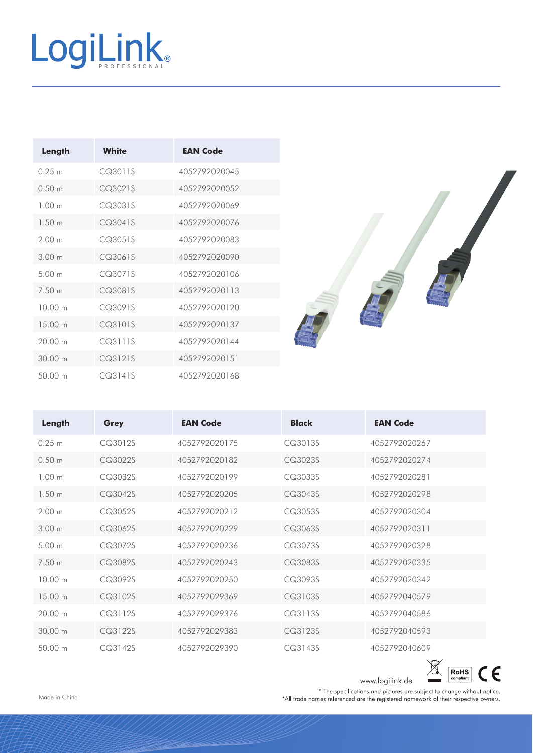| Length | White | EAN Code |
|---|---|---|
| 0.25 m | CQ3011S | 4052792020045 |
| 0.50 m | CQ3021S | 4052792020052 |
| 1.00 m | CQ3031S | 4052792020069 |
| 1.50 m | CQ3041S | 4052792020076 |
| 2.00 m | CQ3051S | 4052792020083 |
| 3.00 m | CQ3061S | 4052792020090 |
| 5.00 m | CQ3071S | 4052792020106 |
| 7.50 m | CQ3081S | 4052792020113 |
| 10.00 m | CQ3091S | 4052792020120 |
| 15.00 m | CQ3101S | 4052792020137 |
| 20.00 m | CQ3111S | 4052792020144 |
| 30.00 m | CQ3121S | 4052792020151 |
| 50.00 m | CQ3141S | 4052792020168 |

| Length | Grey | EAN Code | Black | EAN Code |
|---|---|---|---|---|
| 0.25 m | CQ3012S | 4052792020175 | CQ3013S | 4052792020267 |
| 0.50 m | CQ3022S | 4052792020182 | CQ3023S | 4052792020274 |
| 1.00 m | CQ3032S | 4052792020199 | CQ3033S | 4052792020281 |
| 1.50 m | CQ3042S | 4052792020205 | CQ3043S | 4052792020298 |
| 2.00 m | CQ3052S | 4052792020212 | CQ3053S | 4052792020304 |
| 3.00 m | CQ3062S | 4052792020229 | CQ3063S | 4052792020311 |
| 5.00 m | CQ3072S | 4052792020236 | CQ3073S | 4052792020328 |
| 7.50 m | CQ3082S | 4052792020243 | CQ3083S | 4052792020335 |
| 10.00 m | CQ3092S | 4052792020250 | CQ3093S | 4052792020342 |
| 15.00 m | CQ3102S | 4052792029369 | CQ3103S | 4052792040579 |
| 20.00 m | CQ3112S | 4052792029376 | CQ3113S | 4052792040586 |
| 30.00 m | CQ3122S | 4052792029383 | CQ3123S | 4052792040593 |
| 50.00 m | CQ3142S | 4052792029390 | CQ3143S | 4052792040609 |

www.logilink.de

Made in China

* The specifications and pictures are subject to change without notice.
*All trade names referenced are the registered namework of their respective owners.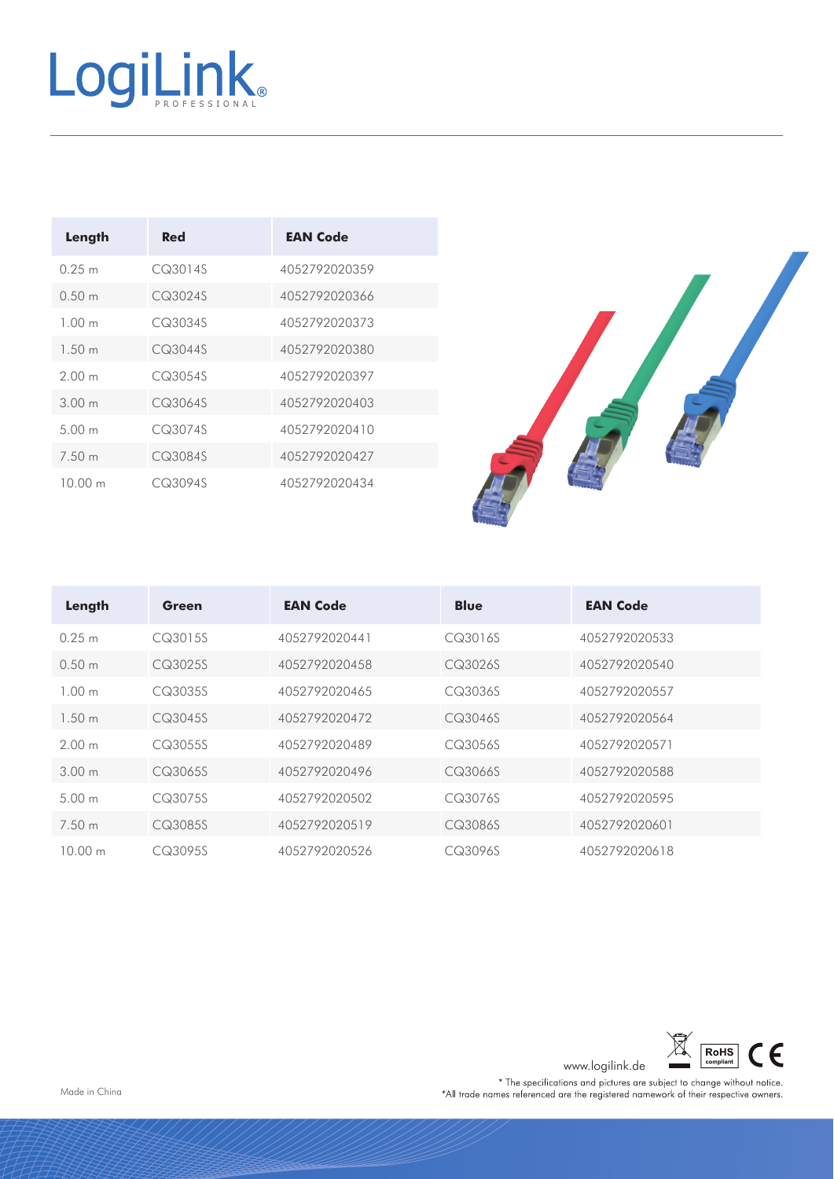| Length | Red | EAN Code |
|---|---|---|
| 0.25 m | CQ3014S | 4052792020359 |
| 0.50 m | CQ3024S | 4052792020366 |
| 1.00 m | CQ3034S | 4052792020373 |
| 1.50 m | CQ3044S | 4052792020380 |
| 2.00 m | CQ3054S | 4052792020397 |
| 3.00 m | CQ3064S | 4052792020403 |
| 5.00 m | CQ3074S | 4052792020410 |
| 7.50 m | CQ3084S | 4052792020427 |
| 10.00 m | CQ3094S | 4052792020434 |

| Length | Green | EAN Code | Blue | EAN Code |
|---|---|---|---|---|
| 0.25 m | CQ3015S | 4052792020441 | CQ3016S | 4052792020533 |
| 0.50 m | CQ3025S | 4052792020458 | CQ3026S | 4052792020540 |
| 1.00 m | CQ3035S | 4052792020465 | CQ3036S | 4052792020557 |
| 1.50 m | CQ3045S | 4052792020472 | CQ3046S | 4052792020564 |
| 2.00 m | CQ3055S | 4052792020489 | CQ3056S | 4052792020571 |
| 3.00 m | CQ3065S | 4052792020496 | CQ3066S | 4052792020588 |
| 5.00 m | CQ3075S | 4052792020502 | CQ3076S | 4052792020595 |
| 7.50 m | CQ3085S | 4052792020519 | CQ3086S | 4052792020601 |
| 10.00 m | CQ3095S | 4052792020526 | CQ3096S | 4052792020618 |

Made in China

www.logilink.de

* The specifications and pictures are subject to change without notice.
*All trade names referenced are the registered namework of their respective owners.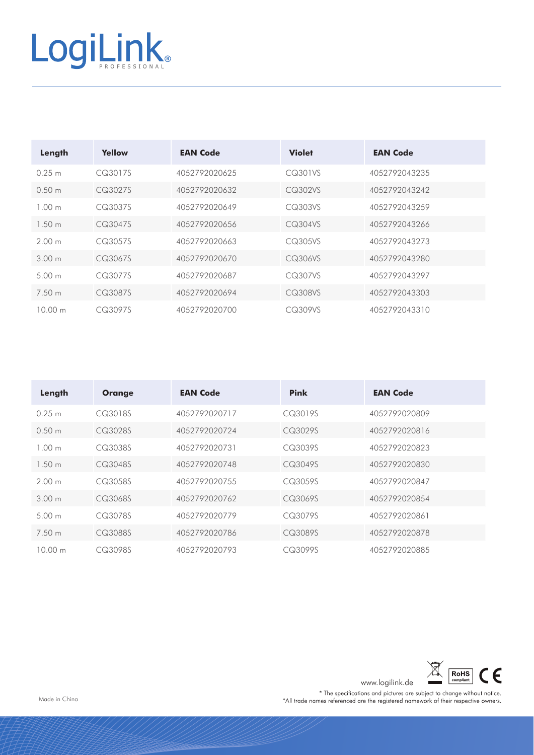| Length | Yellow | EAN Code | Violet | EAN Code |
|---|---|---|---|---|
| 0.25 m | CQ3017S | 4052792020625 | CQ301VS | 4052792043235 |
| 0.50 m | CQ3027S | 4052792020632 | CQ302VS | 4052792043242 |
| 1.00 m | CQ3037S | 4052792020649 | CQ303VS | 4052792043259 |
| 1.50 m | CQ3047S | 4052792020656 | CQ304VS | 4052792043266 |
| 2.00 m | CQ3057S | 4052792020663 | CQ305VS | 4052792043273 |
| 3.00 m | CQ3067S | 4052792020670 | CQ306VS | 4052792043280 |
| 5.00 m | CQ3077S | 4052792020687 | CQ307VS | 4052792043297 |
| 7.50 m | CQ3087S | 4052792020694 | CQ308VS | 4052792043303 |
| 10.00 m | CQ3097S | 4052792020700 | CQ309VS | 4052792043310 |

| Length | Orange | EAN Code | Pink | EAN Code |
|---|---|---|---|---|
| 0.25 m | CQ3018S | 4052792020717 | CQ3019S | 4052792020809 |
| 0.50 m | CQ3028S | 4052792020724 | CQ3029S | 4052792020816 |
| 1.00 m | CQ3038S | 4052792020731 | CQ3039S | 4052792020823 |
| 1.50 m | CQ3048S | 4052792020748 | CQ3049S | 4052792020830 |
| 2.00 m | CQ3058S | 4052792020755 | CQ3059S | 4052792020847 |
| 3.00 m | CQ3068S | 4052792020762 | CQ3069S | 4052792020854 |
| 5.00 m | CQ3078S | 4052792020779 | CQ3079S | 4052792020861 |
| 7.50 m | CQ3088S | 4052792020786 | CQ3089S | 4052792020878 |
| 10.00 m | CQ3098S | 4052792020793 | CQ3099S | 4052792020885 |

www.logilink.de

Made in China

* The specifications and pictures are subject to change without notice.
*All trade names referenced are the registered namework of their respective owners.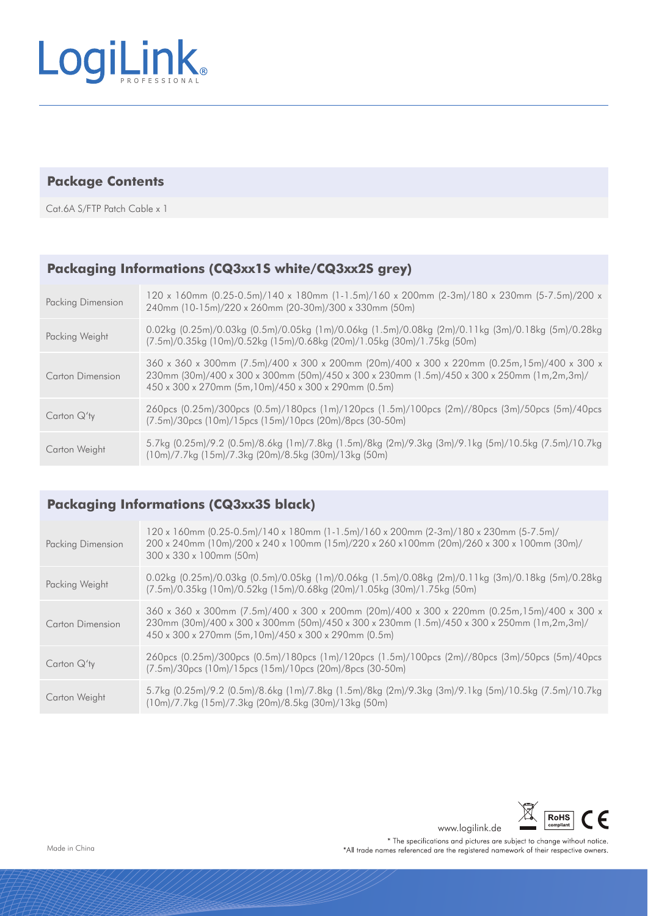## Package Contents

Cat.6A S/FTP Patch Cable x 1

## Packaging Informations (CQ3xx1S white/CQ3xx2S grey)

| | |
|---|---|
| Packing Dimension | 120 x 160mm (0.25-0.5m)/140 x 180mm (1-1.5m)/160 x 200mm (2-3m)/180 x 230mm (5-7.5m)/200 x 240mm (10-15m)/220 x 260mm (20-30m)/300 x 330mm (50m) |
| Packing Weight | 0.02kg (0.25m)/0.03kg (0.5m)/0.05kg (1m)/0.06kg (1.5m)/0.08kg (2m)/0.11kg (3m)/0.18kg (5m)/0.28kg (7.5m)/0.35kg (10m)/0.52kg (15m)/0.68kg (20m)/1.05kg (30m)/1.75kg (50m) |
| Carton Dimension | 360 x 360 x 300mm (7.5m)/400 x 300 x 200mm (20m)/400 x 300 x 220mm (0.25m,15m)/400 x 300 x 230mm (30m)/400 x 300 x 300mm (50m)/450 x 300 x 230mm (1.5m)/450 x 300 x 250mm (1m,2m,3m)/ 450 x 300 x 270mm (5m,10m)/450 x 300 x 290mm (0.5m) |
| Carton Q'ty | 260pcs (0.25m)/300pcs (0.5m)/180pcs (1m)/120pcs (1.5m)/100pcs (2m)//80pcs (3m)/50pcs (5m)/40pcs (7.5m)/30pcs (10m)/15pcs (15m)/10pcs (20m)/8pcs (30-50m) |
| Carton Weight | 5.7kg (0.25m)/9.2 (0.5m)/8.6kg (1m)/7.8kg (1.5m)/8kg (2m)/9.3kg (3m)/9.1kg (5m)/10.5kg (7.5m)/10.7kg (10m)/7.7kg (15m)/7.3kg (20m)/8.5kg (30m)/13kg (50m) |

## Packaging Informations (CQ3xx3S black)

| | |
|---|---|
| Packing Dimension | 120 x 160mm (0.25-0.5m)/140 x 180mm (1-1.5m)/160 x 200mm (2-3m)/180 x 230mm (5-7.5m)/ 200 x 240mm (10m)/200 x 240 x 100mm (15m)/220 x 260 x100mm (20m)/260 x 300 x 100mm (30m)/ 300 x 330 x 100mm (50m) |
| Packing Weight | 0.02kg (0.25m)/0.03kg (0.5m)/0.05kg (1m)/0.06kg (1.5m)/0.08kg (2m)/0.11kg (3m)/0.18kg (5m)/0.28kg (7.5m)/0.35kg (10m)/0.52kg (15m)/0.68kg (20m)/1.05kg (30m)/1.75kg (50m) |
| Carton Dimension | 360 x 360 x 300mm (7.5m)/400 x 300 x 200mm (20m)/400 x 300 x 220mm (0.25m,15m)/400 x 300 x 230mm (30m)/400 x 300 x 300mm (50m)/450 x 300 x 230mm (1.5m)/450 x 300 x 250mm (1m,2m,3m)/ 450 x 300 x 270mm (5m,10m)/450 x 300 x 290mm (0.5m) |
| Carton Q'ty | 260pcs (0.25m)/300pcs (0.5m)/180pcs (1m)/120pcs (1.5m)/100pcs (2m)//80pcs (3m)/50pcs (5m)/40pcs (7.5m)/30pcs (10m)/15pcs (15m)/10pcs (20m)/8pcs (30-50m) |
| Carton Weight | 5.7kg (0.25m)/9.2 (0.5m)/8.6kg (1m)/7.8kg (1.5m)/8kg (2m)/9.3kg (3m)/9.1kg (5m)/10.5kg (7.5m)/10.7kg (10m)/7.7kg (15m)/7.3kg (20m)/8.5kg (30m)/13kg (50m) |

www.logilink.de

* The specifications and pictures are subject to change without notice.
*All trade names referenced are the registered namework of their respective owners.

Made in China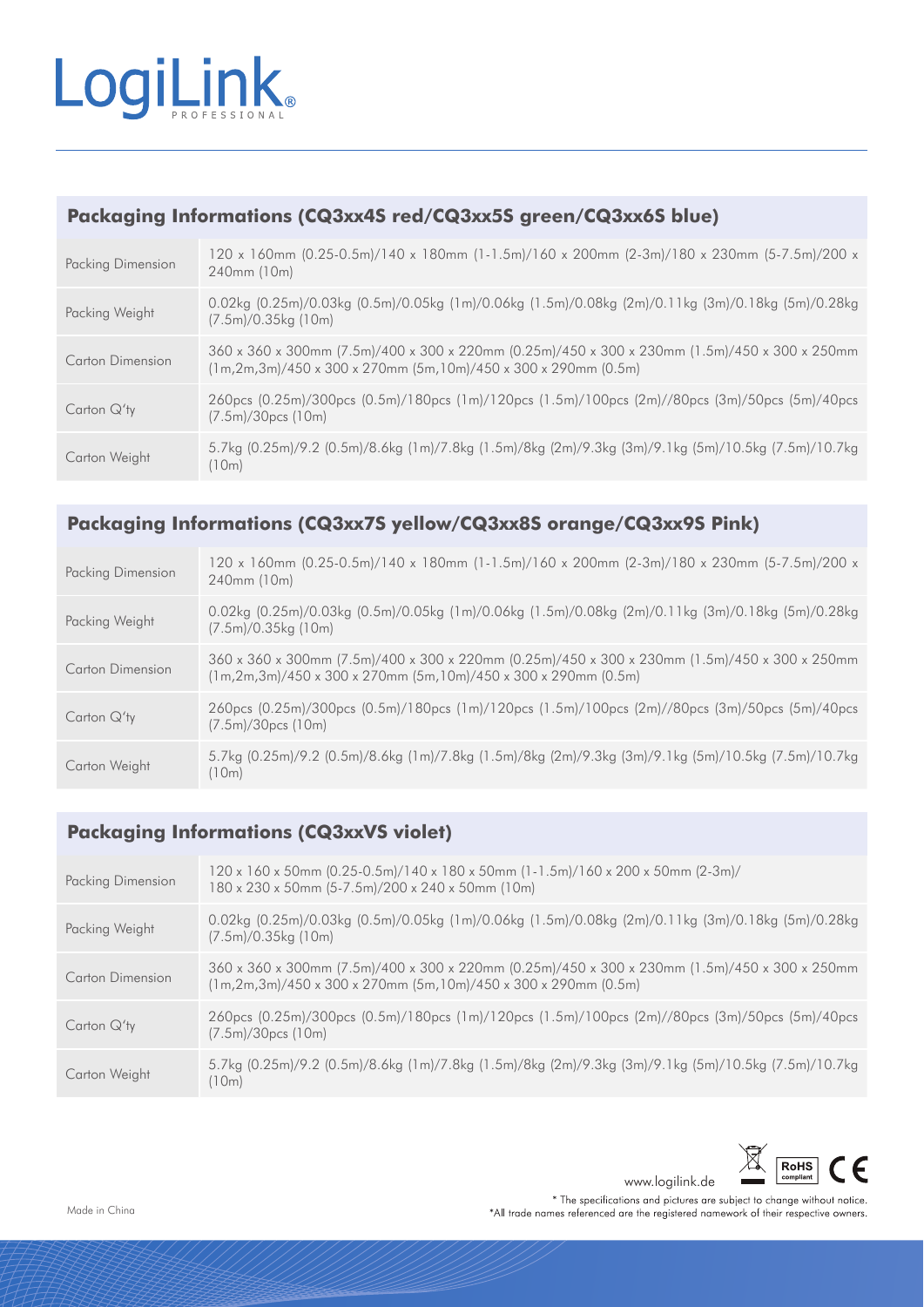## Packaging Informations (CQ3xx4S red/CQ3xx5S green/CQ3xx6S blue)

| | |
|---|---|
| Packing Dimension | 120 x 160mm (0.25-0.5m)/140 x 180mm (1-1.5m)/160 x 200mm (2-3m)/180 x 230mm (5-7.5m)/200 x 240mm (10m) |
| Packing Weight | 0.02kg (0.25m)/0.03kg (0.5m)/0.05kg (1m)/0.06kg (1.5m)/0.08kg (2m)/0.11kg (3m)/0.18kg (5m)/0.28kg (7.5m)/0.35kg (10m) |
| Carton Dimension | 360 x 360 x 300mm (7.5m)/400 x 300 x 220mm (0.25m)/450 x 300 x 230mm (1.5m)/450 x 300 x 250mm (1m,2m,3m)/450 x 300 x 270mm (5m,10m)/450 x 300 x 290mm (0.5m) |
| Carton Q'ty | 260pcs (0.25m)/300pcs (0.5m)/180pcs (1m)/120pcs (1.5m)/100pcs (2m)//80pcs (3m)/50pcs (5m)/40pcs (7.5m)/30pcs (10m) |
| Carton Weight | 5.7kg (0.25m)/9.2 (0.5m)/8.6kg (1m)/7.8kg (1.5m)/8kg (2m)/9.3kg (3m)/9.1kg (5m)/10.5kg (7.5m)/10.7kg (10m) |

## Packaging Informations (CQ3xx7S yellow/CQ3xx8S orange/CQ3xx9S Pink)

| | |
|---|---|
| Packing Dimension | 120 x 160mm (0.25-0.5m)/140 x 180mm (1-1.5m)/160 x 200mm (2-3m)/180 x 230mm (5-7.5m)/200 x 240mm (10m) |
| Packing Weight | 0.02kg (0.25m)/0.03kg (0.5m)/0.05kg (1m)/0.06kg (1.5m)/0.08kg (2m)/0.11kg (3m)/0.18kg (5m)/0.28kg (7.5m)/0.35kg (10m) |
| Carton Dimension | 360 x 360 x 300mm (7.5m)/400 x 300 x 220mm (0.25m)/450 x 300 x 230mm (1.5m)/450 x 300 x 250mm (1m,2m,3m)/450 x 300 x 270mm (5m,10m)/450 x 300 x 290mm (0.5m) |
| Carton Q'ty | 260pcs (0.25m)/300pcs (0.5m)/180pcs (1m)/120pcs (1.5m)/100pcs (2m)//80pcs (3m)/50pcs (5m)/40pcs (7.5m)/30pcs (10m) |
| Carton Weight | 5.7kg (0.25m)/9.2 (0.5m)/8.6kg (1m)/7.8kg (1.5m)/8kg (2m)/9.3kg (3m)/9.1kg (5m)/10.5kg (7.5m)/10.7kg (10m) |

## Packaging Informations (CQ3xxVS violet)

| | |
|---|---|
| Packing Dimension | 120 x 160 x 50mm (0.25-0.5m)/140 x 180 x 50mm (1-1.5m)/160 x 200 x 50mm (2-3m)/ 180 x 230 x 50mm (5-7.5m)/200 x 240 x 50mm (10m) |
| Packing Weight | 0.02kg (0.25m)/0.03kg (0.5m)/0.05kg (1m)/0.06kg (1.5m)/0.08kg (2m)/0.11kg (3m)/0.18kg (5m)/0.28kg (7.5m)/0.35kg (10m) |
| Carton Dimension | 360 x 360 x 300mm (7.5m)/400 x 300 x 220mm (0.25m)/450 x 300 x 230mm (1.5m)/450 x 300 x 250mm (1m,2m,3m)/450 x 300 x 270mm (5m,10m)/450 x 300 x 290mm (0.5m) |
| Carton Q'ty | 260pcs (0.25m)/300pcs (0.5m)/180pcs (1m)/120pcs (1.5m)/100pcs (2m)//80pcs (3m)/50pcs (5m)/40pcs (7.5m)/30pcs (10m) |
| Carton Weight | 5.7kg (0.25m)/9.2 (0.5m)/8.6kg (1m)/7.8kg (1.5m)/8kg (2m)/9.3kg (3m)/9.1kg (5m)/10.5kg (7.5m)/10.7kg (10m) |

www.logilink.de

* The specifications and pictures are subject to change without notice.
*All trade names referenced are the registered namework of their respective owners.

Made in China